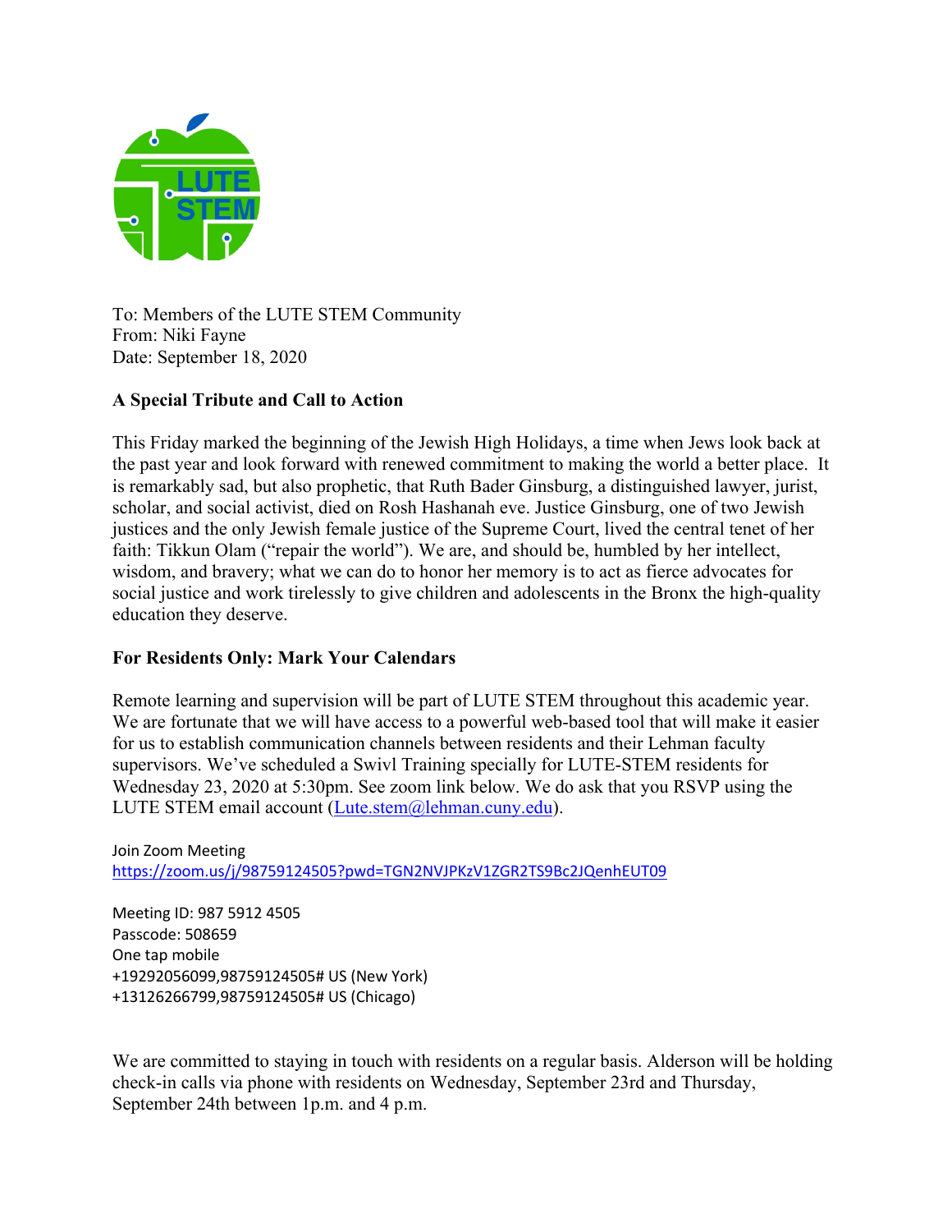To: Members of the LUTE STEM Community
From: Niki Fayne
Date: September 18, 2020

**A Special Tribute and Call to Action**

This Friday marked the beginning of the Jewish High Holidays, a time when Jews look back at the past year and look forward with renewed commitment to making the world a better place. It is remarkably sad, but also prophetic, that Ruth Bader Ginsburg, a distinguished lawyer, jurist, scholar, and social activist, died on Rosh Hashanah eve. Justice Ginsburg, one of two Jewish justices and the only Jewish female justice of the Supreme Court, lived the central tenet of her faith: Tikkun Olam ("repair the world"). We are, and should be, humbled by her intellect, wisdom, and bravery; what we can do to honor her memory is to act as fierce advocates for social justice and work tirelessly to give children and adolescents in the Bronx the high-quality education they deserve.

**For Residents Only: Mark Your Calendars**

Remote learning and supervision will be part of LUTE STEM throughout this academic year. We are fortunate that we will have access to a powerful web-based tool that will make it easier for us to establish communication channels between residents and their Lehman faculty supervisors. We've scheduled a Swivl Training specially for LUTE-STEM residents for Wednesday 23, 2020 at 5:30pm. See zoom link below. We do ask that you RSVP using the LUTE STEM email account (Lute.stem@lehman.cuny.edu).

Join Zoom Meeting
https://zoom.us/j/98759124505?pwd=TGN2NVJPKzV1ZGR2TS9Bc2JQenhEUT09

Meeting ID: 987 5912 4505
Passcode: 508659
One tap mobile
+19292056099,98759124505# US (New York)
+13126266799,98759124505# US (Chicago)

We are committed to staying in touch with residents on a regular basis. Alderson will be holding check-in calls via phone with residents on Wednesday, September 23rd and Thursday, September 24th between 1p.m. and 4 p.m.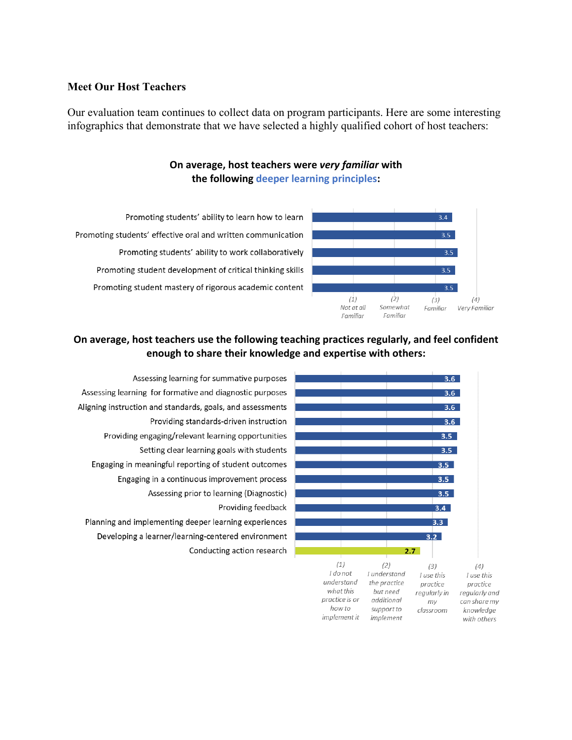**Meet Our Host Teachers**

Our evaluation team continues to collect data on program participants. Here are some interesting infographics that demonstrate that we have selected a highly qualified cohort of host teachers:

**On average, host teachers were *very familiar* with the following deeper learning principles:**

Promoting students' ability to learn how to learn 3.4
Promoting students' effective oral and written communication 3.5
Promoting students' ability to work collaboratively 3.5
Promoting student development of critical thinking skills 3.5
Promoting student mastery of rigorous academic content 3.5

(1) Not at all Familiar
(2) Somewhat Familiar
(3) Familiar
(4) Very Familiar

**On average, host teachers use the following teaching practices regularly, and feel confident enough to share their knowledge and expertise with others:**

Assessing learning for summative purposes 3.6
Assessing learning for formative and diagnostic purposes 3.6
Aligning instruction and standards, goals, and assessments 3.6
Providing standards-driven instruction 3.6
Providing engaging/relevant learning opportunities 3.5
Setting clear learning goals with students 3.5
Engaging in meaningful reporting of student outcomes 3.5
Engaging in a continuous improvement process 3.5
Assessing prior to learning (Diagnostic) 3.5
Providing feedback 3.4
Planning and implementing deeper learning experiences 3.3
Developing a learner/learning-centered environment 3.2
Conducting action research 2.7

(1) I do not understand what this practice is or how to implement it
(2) I understand the practice but need additional support to implement
(3) I use this practice regularly in my classroom
(4) I use this practice regularly and can share my knowledge with others